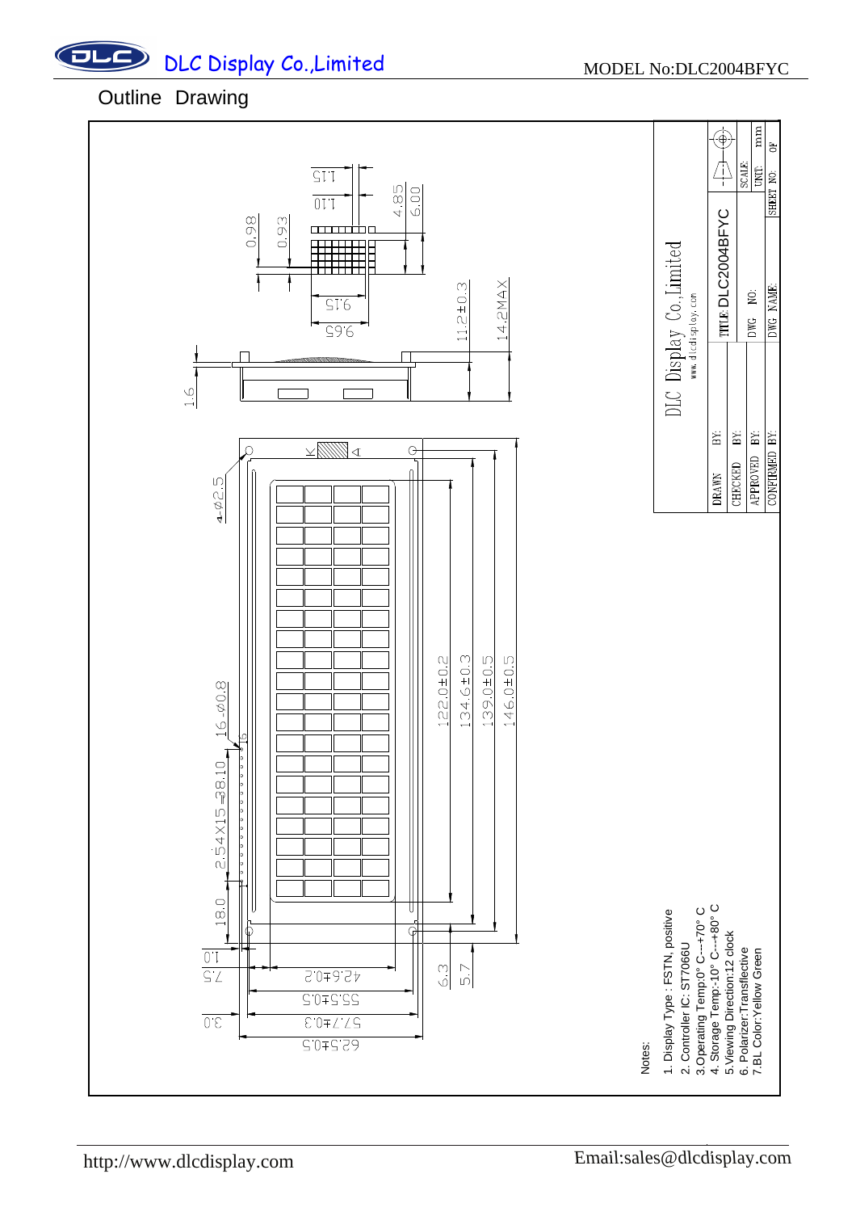MODEL No:DLC2004BFYC

## Outline Drawing

Notes:

1. Display Type : FSTN, positive
2. Controller IC: ST7066U
3. Operating Temp:0° C---+70° C
4. Storage Temp:-10° C---+80° C
5. Viewing Direction:12 clock
6. Polarizer:Transflective
7. BL Color:Yellow Green

| DLC Display Co.,Limited | | |
|---|---|---|
| www.dlcdisplay.com | | |
| DRAWN BY: | TITLE: DLC2004BFYC | |
| CHECKED BY: | | SCALE: |
| APPROVED BY: | DWG NO: | UNIT: mm |
| CONFIRMED BY: | DWG NAME: | SHEET NO: OF |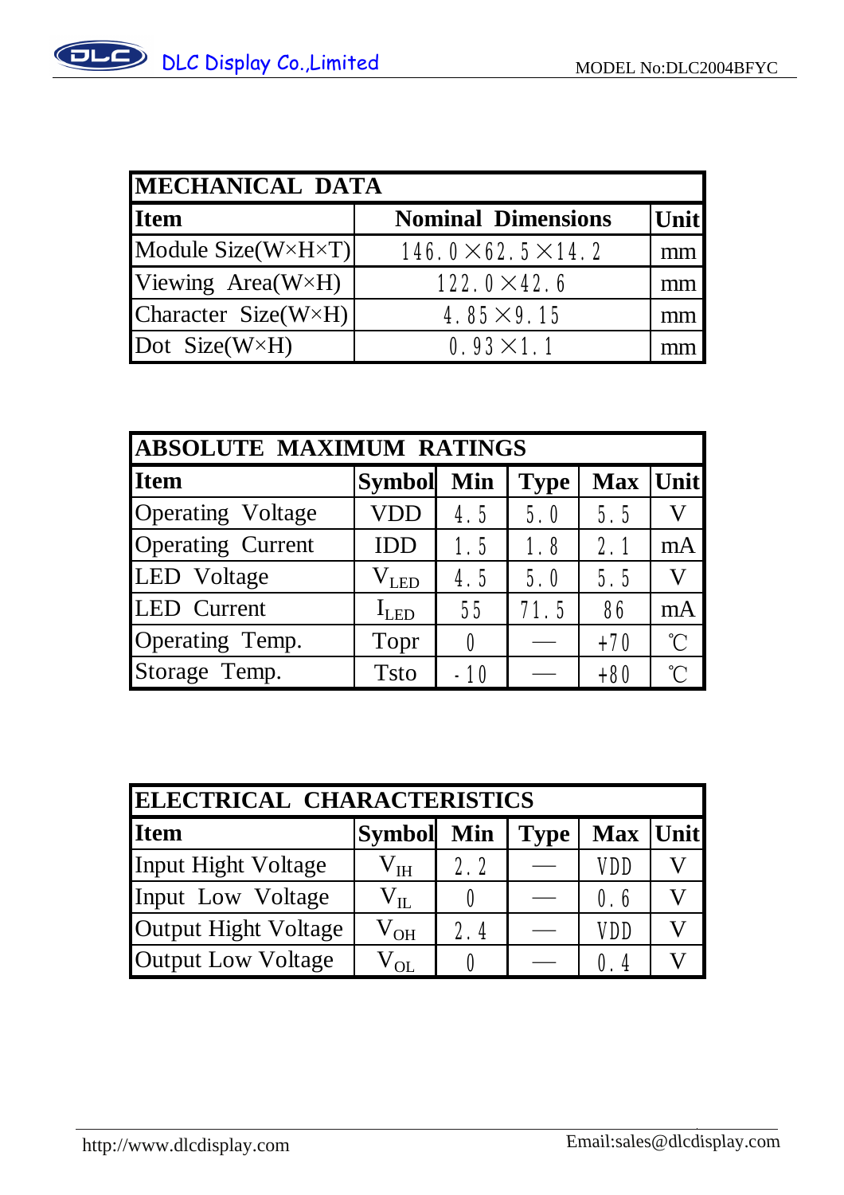| MECHANICAL DATA | | |
|---|---|---|
| **Item** | **Nominal Dimensions** | **Unit** |
| Module Size(W×H×T) | 146.0×62.5×14.2 | mm |
| Viewing Area(W×H) | 122.0×42.6 | mm |
| Character Size(W×H) | 4.85×9.15 | mm |
| Dot Size(W×H) | 0.93×1.1 | mm |

| ABSOLUTE MAXIMUM RATINGS | | | | | |
|---|---|---|---|---|---|
| **Item** | **Symbol** | **Min** | **Type** | **Max** | **Unit** |
| Operating Voltage | VDD | 4.5 | 5.0 | 5.5 | V |
| Operating Current | IDD | 1.5 | 1.8 | 2.1 | mA |
| LED Voltage | $V_{LED}$ | 4.5 | 5.0 | 5.5 | V |
| LED Current | $I_{LED}$ | 55 | 71.5 | 86 | mA |
| Operating Temp. | Topr | 0 | — | +70 | ℃ |
| Storage Temp. | Tsto | -10 | — | +80 | ℃ |

| ELECTRICAL CHARACTERISTICS | | | | | |
|---|---|---|---|---|---|
| **Item** | **Symbol** | **Min** | **Type** | **Max** | **Unit** |
| Input Hight Voltage | $V_{IH}$ | 2.2 | — | VDD | V |
| Input Low Voltage | $V_{IL}$ | 0 | — | 0.6 | V |
| Output Hight Voltage | $V_{OH}$ | 2.4 | — | VDD | V |
| Output Low Voltage | $V_{OL}$ | 0 | — | 0.4 | V |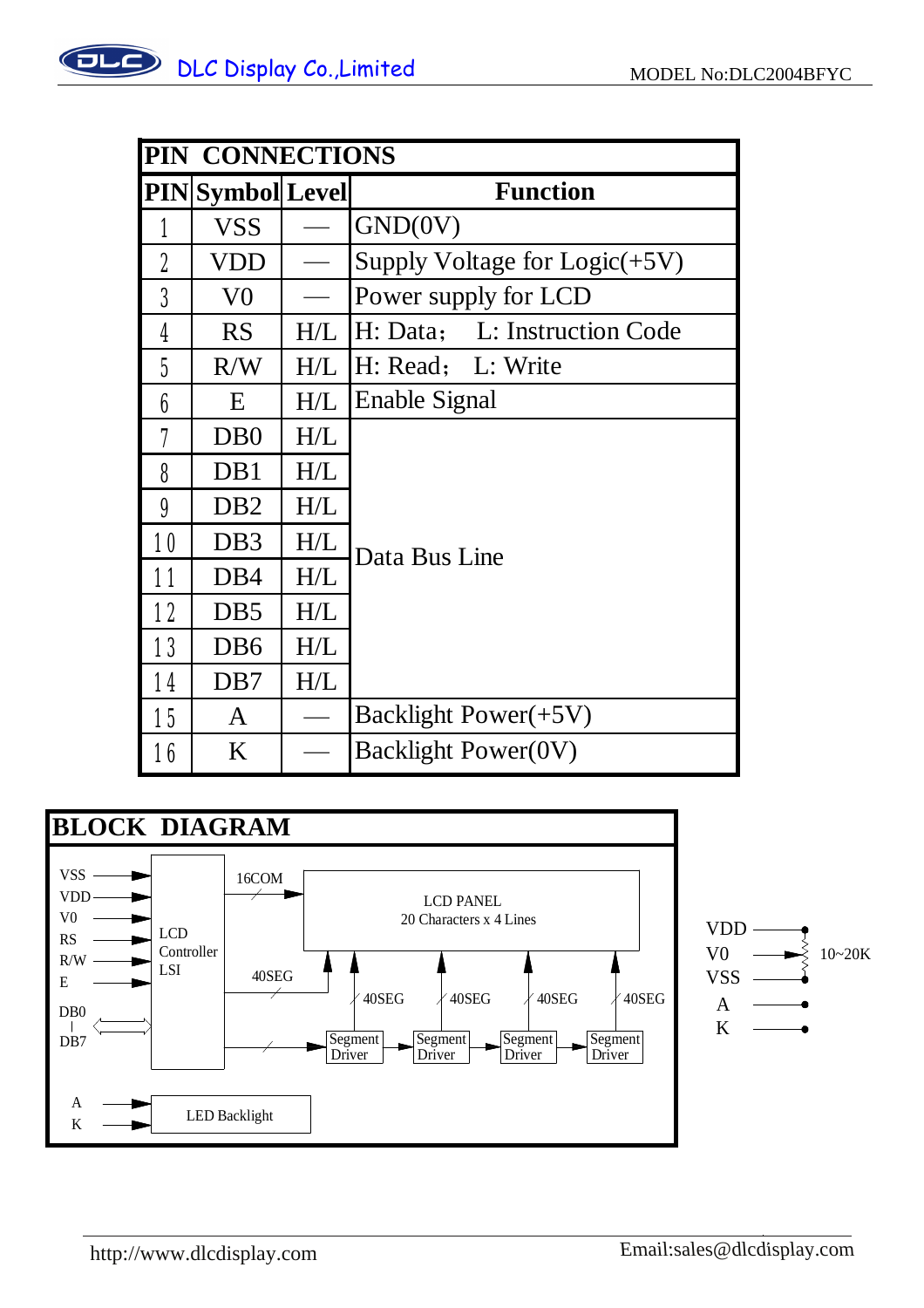## PIN CONNECTIONS

| PIN | Symbol | Level | Function |
|---|---|---|---|
| 1 | VSS | — | GND(0V) |
| 2 | VDD | — | Supply Voltage for Logic(+5V) |
| 3 | V0 | — | Power supply for LCD |
| 4 | RS | H/L | H: Data; L: Instruction Code |
| 5 | R/W | H/L | H: Read; L: Write |
| 6 | E | H/L | Enable Signal |
| 7 | DB0 | H/L | Data Bus Line |
| 8 | DB1 | H/L | |
| 9 | DB2 | H/L | |
| 10 | DB3 | H/L | |
| 11 | DB4 | H/L | |
| 12 | DB5 | H/L | |
| 13 | DB6 | H/L | |
| 14 | DB7 | H/L | |
| 15 | A | — | Backlight Power(+5V) |
| 16 | K | — | Backlight Power(0V) |

## BLOCK DIAGRAM

VSS
VDD
V0
RS
R/W
E
DB0
|
DB7

LCD Controller LSI

16COM

LCD PANEL
20 Characters x 4 Lines

40SEG

40SEG
40SEG
40SEG
40SEG

Segment Driver
Segment Driver
Segment Driver
Segment Driver

A
K

LED Backlight

VDD
V0
VSS
A
K

10~20K